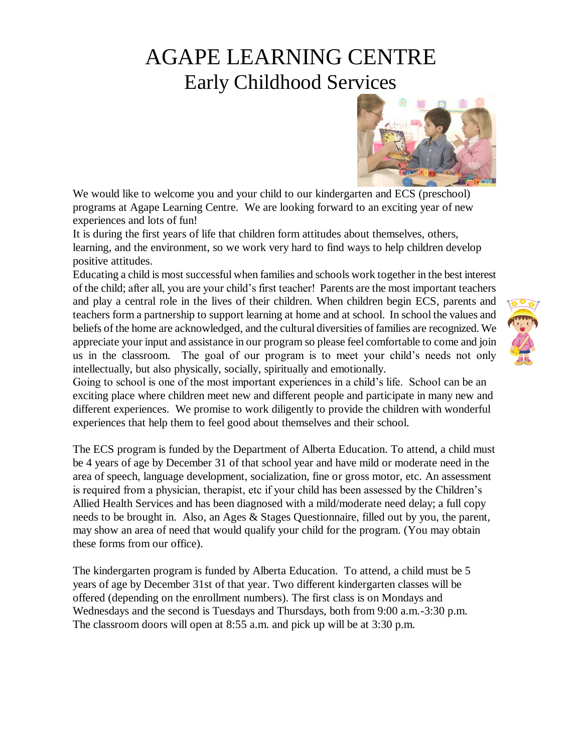# AGAPE LEARNING CENTRE

## Early Childhood Services

We would like to welcome you and your child to our kindergarten and ECS (preschool) programs at Agape Learning Centre. We are looking forward to an exciting year of new experiences and lots of fun!

It is during the first years of life that children form attitudes about themselves, others, learning, and the environment, so we work very hard to find ways to help children develop positive attitudes.

Educating a child is most successful when families and schools work together in the best interest of the child; after all, you are your child's first teacher! Parents are the most important teachers and play a central role in the lives of their children. When children begin ECS, parents and teachers form a partnership to support learning at home and at school. In school the values and beliefs of the home are acknowledged, and the cultural diversities of families are recognized. We appreciate your input and assistance in our program so please feel comfortable to come and join us in the classroom. The goal of our program is to meet your child's needs not only intellectually, but also physically, socially, spiritually and emotionally.

Going to school is one of the most important experiences in a child's life. School can be an exciting place where children meet new and different people and participate in many new and different experiences. We promise to work diligently to provide the children with wonderful experiences that help them to feel good about themselves and their school.

The ECS program is funded by the Department of Alberta Education. To attend, a child must be 4 years of age by December 31 of that school year and have mild or moderate need in the area of speech, language development, socialization, fine or gross motor, etc. An assessment is required from a physician, therapist, etc if your child has been assessed by the Children's Allied Health Services and has been diagnosed with a mild/moderate need delay; a full copy needs to be brought in. Also, an Ages & Stages Questionnaire, filled out by you, the parent, may show an area of need that would qualify your child for the program. (You may obtain these forms from our office).

The kindergarten program is funded by Alberta Education. To attend, a child must be 5 years of age by December 31st of that year. Two different kindergarten classes will be offered (depending on the enrollment numbers). The first class is on Mondays and Wednesdays and the second is Tuesdays and Thursdays, both from 9:00 a.m.-3:30 p.m. The classroom doors will open at 8:55 a.m. and pick up will be at 3:30 p.m.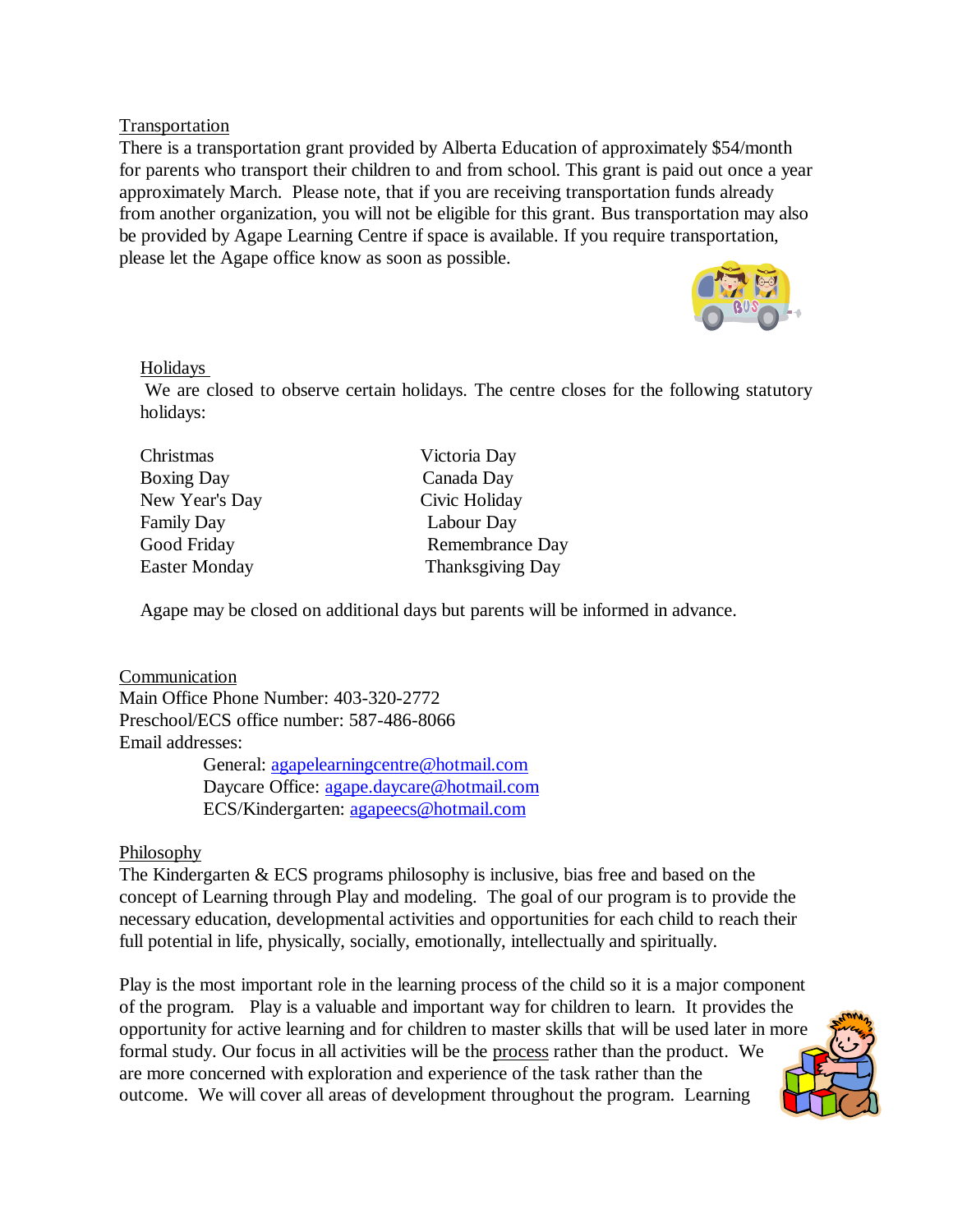## Transportation

There is a transportation grant provided by Alberta Education of approximately $54/month for parents who transport their children to and from school. This grant is paid out once a year approximately March. Please note, that if you are receiving transportation funds already from another organization, you will not be eligible for this grant. Bus transportation may also be provided by Agape Learning Centre if space is available. If you require transportation, please let the Agape office know as soon as possible.

## Holidays

We are closed to observe certain holidays. The centre closes for the following statutory holidays:

| | |
|---|---|
| Christmas | Victoria Day |
| Boxing Day | Canada Day |
| New Year's Day | Civic Holiday |
| Family Day | Labour Day |
| Good Friday | Remembrance Day |
| Easter Monday | Thanksgiving Day |

Agape may be closed on additional days but parents will be informed in advance.

## Communication

Main Office Phone Number: 403-320-2772
Preschool/ECS office number: 587-486-8066
Email addresses:

- General: agapelearningcentre@hotmail.com
- Daycare Office: agape.daycare@hotmail.com
- ECS/Kindergarten: agapeecs@hotmail.com

## Philosophy

The Kindergarten & ECS programs philosophy is inclusive, bias free and based on the concept of Learning through Play and modeling. The goal of our program is to provide the necessary education, developmental activities and opportunities for each child to reach their full potential in life, physically, socially, emotionally, intellectually and spiritually.

Play is the most important role in the learning process of the child so it is a major component of the program. Play is a valuable and important way for children to learn. It provides the opportunity for active learning and for children to master skills that will be used later in more formal study. Our focus in all activities will be the process rather than the product. We are more concerned with exploration and experience of the task rather than the outcome. We will cover all areas of development throughout the program. Learning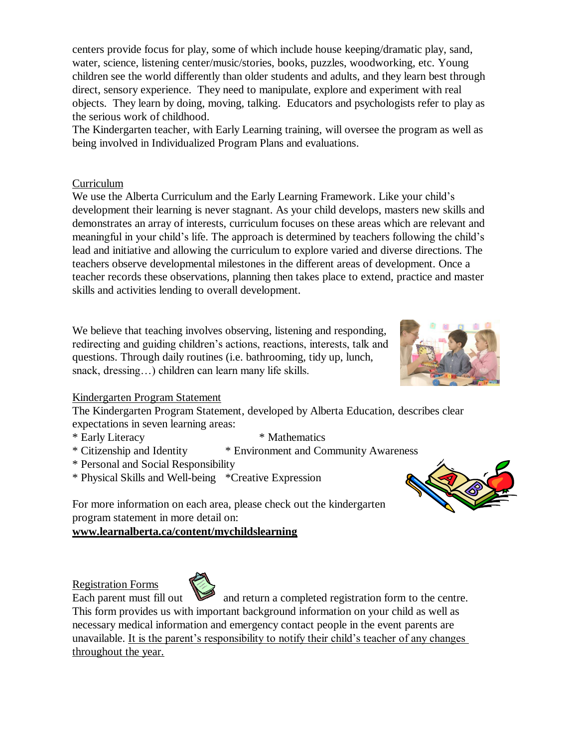centers provide focus for play, some of which include house keeping/dramatic play, sand, water, science, listening center/music/stories, books, puzzles, woodworking, etc. Young children see the world differently than older students and adults, and they learn best through direct, sensory experience. They need to manipulate, explore and experiment with real objects. They learn by doing, moving, talking. Educators and psychologists refer to play as the serious work of childhood.

The Kindergarten teacher, with Early Learning training, will oversee the program as well as being involved in Individualized Program Plans and evaluations.

## Curriculum

We use the Alberta Curriculum and the Early Learning Framework. Like your child's development their learning is never stagnant. As your child develops, masters new skills and demonstrates an array of interests, curriculum focuses on these areas which are relevant and meaningful in your child's life. The approach is determined by teachers following the child's lead and initiative and allowing the curriculum to explore varied and diverse directions. The teachers observe developmental milestones in the different areas of development. Once a teacher records these observations, planning then takes place to extend, practice and master skills and activities lending to overall development.

We believe that teaching involves observing, listening and responding, redirecting and guiding children's actions, reactions, interests, talk and questions. Through daily routines (i.e. bathrooming, tidy up, lunch, snack, dressing…) children can learn many life skills.

## Kindergarten Program Statement

The Kindergarten Program Statement, developed by Alberta Education, describes clear expectations in seven learning areas:

* Early Literacy
* Mathematics
* Citizenship and Identity
* Environment and Community Awareness
* Personal and Social Responsibility
* Physical Skills and Well-being
* Creative Expression

For more information on each area, please check out the kindergarten program statement in more detail on:
**www.learnalberta.ca/content/mychildslearning**

## Registration Forms

Each parent must fill out and return a completed registration form to the centre. This form provides us with important background information on your child as well as necessary medical information and emergency contact people in the event parents are unavailable. It is the parent's responsibility to notify their child's teacher of any changes throughout the year.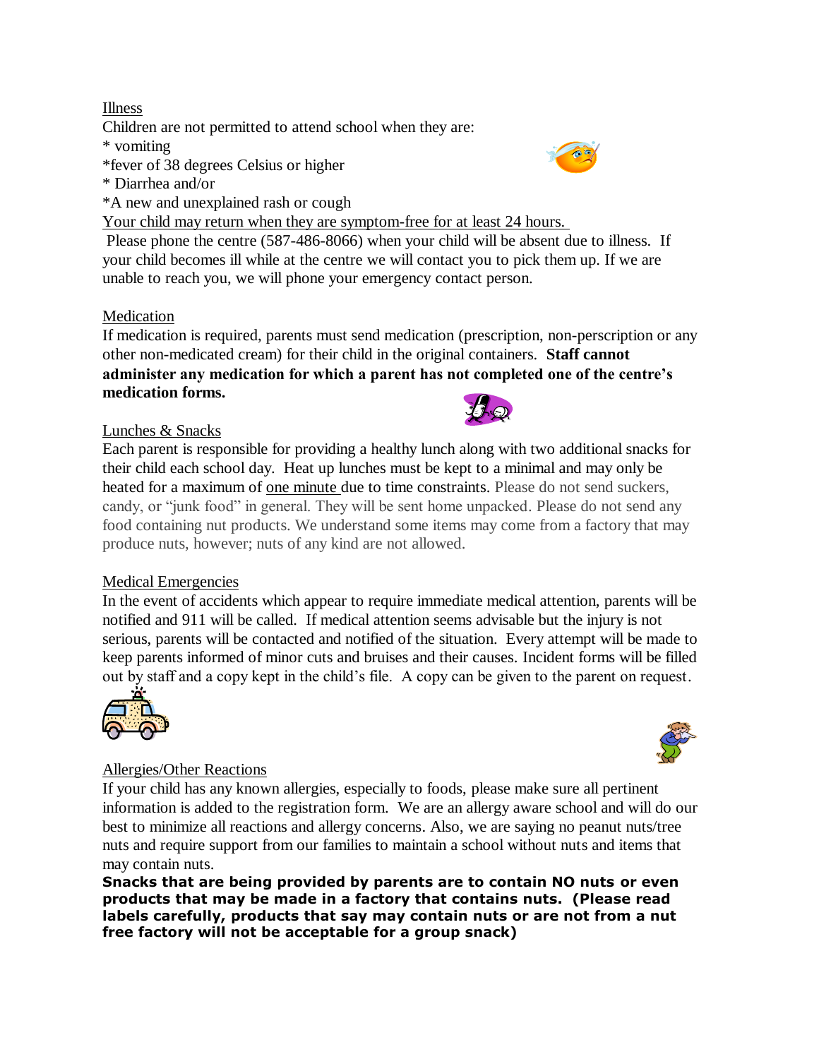Illness

Children are not permitted to attend school when they are:

* vomiting
*fever of 38 degrees Celsius or higher
* Diarrhea and/or
*A new and unexplained rash or cough

Your child may return when they are symptom-free for at least 24 hours.

Please phone the centre (587-486-8066) when your child will be absent due to illness. If your child becomes ill while at the centre we will contact you to pick them up. If we are unable to reach you, we will phone your emergency contact person.

Medication

If medication is required, parents must send medication (prescription, non-perscription or any other non-medicated cream) for their child in the original containers. **Staff cannot administer any medication for which a parent has not completed one of the centre's medication forms.**

Lunches & Snacks

Each parent is responsible for providing a healthy lunch along with two additional snacks for their child each school day. Heat up lunches must be kept to a minimal and may only be heated for a maximum of one minute due to time constraints. Please do not send suckers, candy, or "junk food" in general. They will be sent home unpacked. Please do not send any food containing nut products. We understand some items may come from a factory that may produce nuts, however; nuts of any kind are not allowed.

Medical Emergencies

In the event of accidents which appear to require immediate medical attention, parents will be notified and 911 will be called. If medical attention seems advisable but the injury is not serious, parents will be contacted and notified of the situation. Every attempt will be made to keep parents informed of minor cuts and bruises and their causes. Incident forms will be filled out by staff and a copy kept in the child's file. A copy can be given to the parent on request.

Allergies/Other Reactions

If your child has any known allergies, especially to foods, please make sure all pertinent information is added to the registration form. We are an allergy aware school and will do our best to minimize all reactions and allergy concerns. Also, we are saying no peanut nuts/tree nuts and require support from our families to maintain a school without nuts and items that may contain nuts.

**Snacks that are being provided by parents are to contain NO nuts or even products that may be made in a factory that contains nuts. (Please read labels carefully, products that say may contain nuts or are not from a nut free factory will not be acceptable for a group snack)**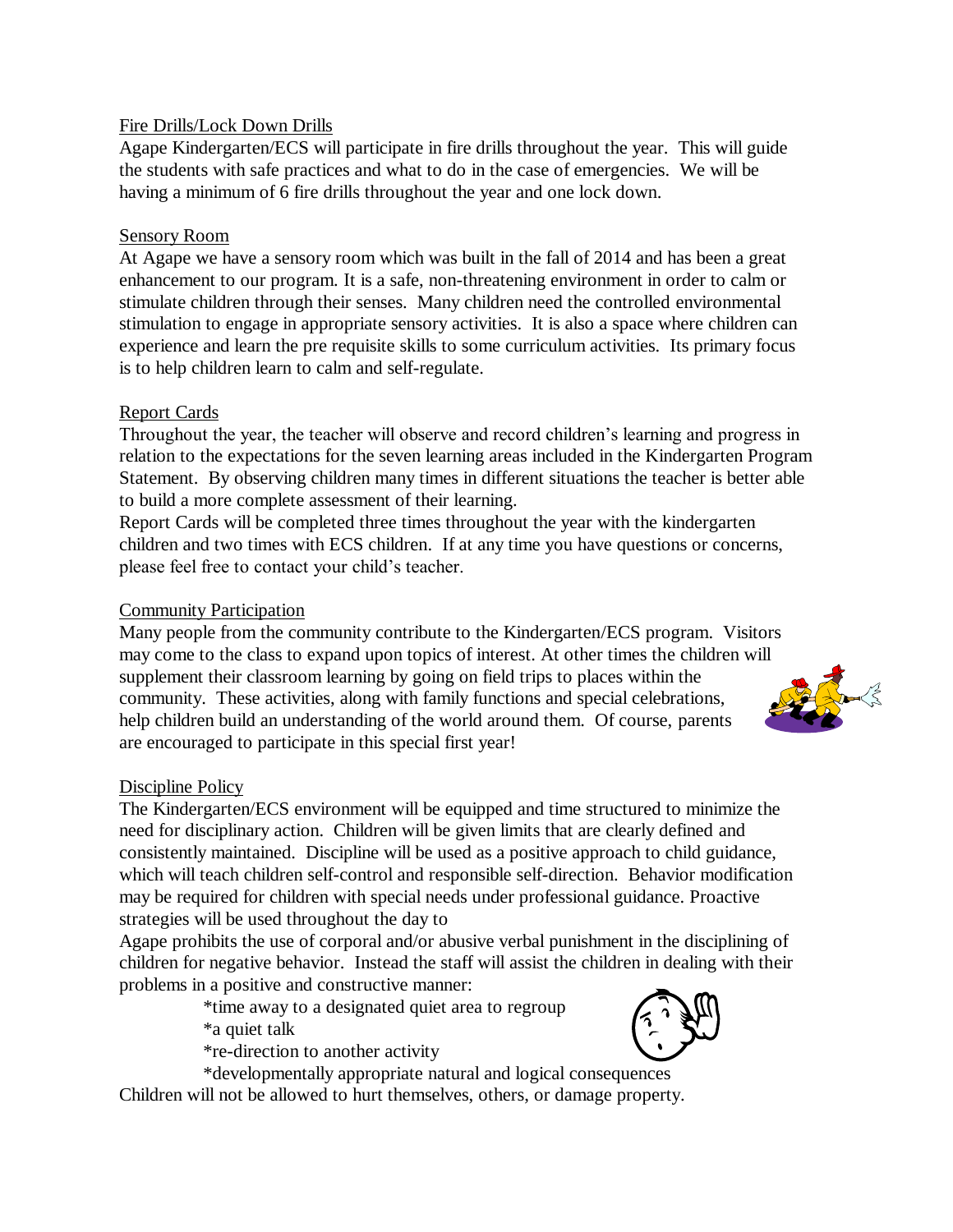## Fire Drills/Lock Down Drills

Agape Kindergarten/ECS will participate in fire drills throughout the year. This will guide the students with safe practices and what to do in the case of emergencies. We will be having a minimum of 6 fire drills throughout the year and one lock down.

## Sensory Room

At Agape we have a sensory room which was built in the fall of 2014 and has been a great enhancement to our program. It is a safe, non-threatening environment in order to calm or stimulate children through their senses. Many children need the controlled environmental stimulation to engage in appropriate sensory activities. It is also a space where children can experience and learn the pre requisite skills to some curriculum activities. Its primary focus is to help children learn to calm and self-regulate.

## Report Cards

Throughout the year, the teacher will observe and record children's learning and progress in relation to the expectations for the seven learning areas included in the Kindergarten Program Statement. By observing children many times in different situations the teacher is better able to build a more complete assessment of their learning.

Report Cards will be completed three times throughout the year with the kindergarten children and two times with ECS children. If at any time you have questions or concerns, please feel free to contact your child's teacher.

## Community Participation

Many people from the community contribute to the Kindergarten/ECS program. Visitors may come to the class to expand upon topics of interest. At other times the children will supplement their classroom learning by going on field trips to places within the community. These activities, along with family functions and special celebrations, help children build an understanding of the world around them. Of course, parents are encouraged to participate in this special first year!

## Discipline Policy

The Kindergarten/ECS environment will be equipped and time structured to minimize the need for disciplinary action. Children will be given limits that are clearly defined and consistently maintained. Discipline will be used as a positive approach to child guidance, which will teach children self-control and responsible self-direction. Behavior modification may be required for children with special needs under professional guidance. Proactive strategies will be used throughout the day to

Agape prohibits the use of corporal and/or abusive verbal punishment in the disciplining of children for negative behavior. Instead the staff will assist the children in dealing with their problems in a positive and constructive manner:

*time away to a designated quiet area to regroup
*a quiet talk
*re-direction to another activity
*developmentally appropriate natural and logical consequences

Children will not be allowed to hurt themselves, others, or damage property.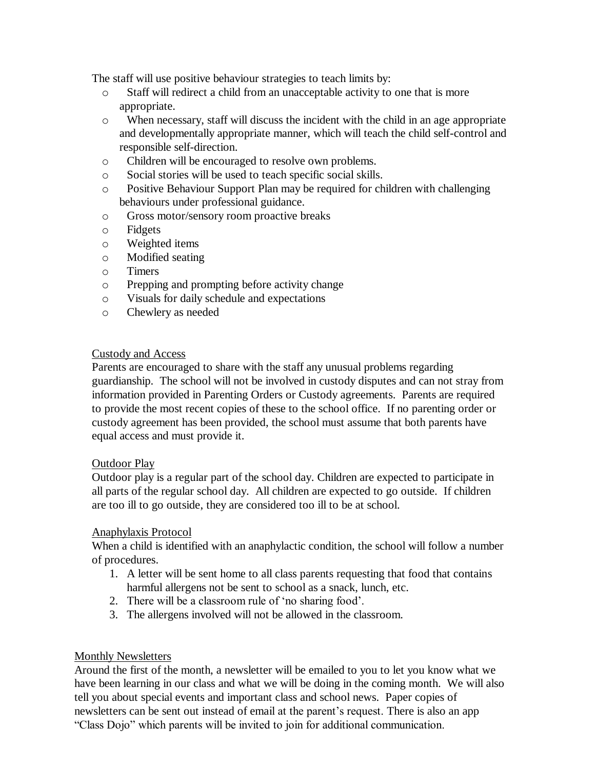The staff will use positive behaviour strategies to teach limits by:

- Staff will redirect a child from an unacceptable activity to one that is more appropriate.
- When necessary, staff will discuss the incident with the child in an age appropriate and developmentally appropriate manner, which will teach the child self-control and responsible self-direction.
- Children will be encouraged to resolve own problems.
- Social stories will be used to teach specific social skills.
- Positive Behaviour Support Plan may be required for children with challenging behaviours under professional guidance.
- Gross motor/sensory room proactive breaks
- Fidgets
- Weighted items
- Modified seating
- Timers
- Prepping and prompting before activity change
- Visuals for daily schedule and expectations
- Chewlery as needed

## Custody and Access

Parents are encouraged to share with the staff any unusual problems regarding guardianship. The school will not be involved in custody disputes and can not stray from information provided in Parenting Orders or Custody agreements. Parents are required to provide the most recent copies of these to the school office. If no parenting order or custody agreement has been provided, the school must assume that both parents have equal access and must provide it.

## Outdoor Play

Outdoor play is a regular part of the school day. Children are expected to participate in all parts of the regular school day. All children are expected to go outside. If children are too ill to go outside, they are considered too ill to be at school.

## Anaphylaxis Protocol

When a child is identified with an anaphylactic condition, the school will follow a number of procedures.

1. A letter will be sent home to all class parents requesting that food that contains harmful allergens not be sent to school as a snack, lunch, etc.
2. There will be a classroom rule of 'no sharing food'.
3. The allergens involved will not be allowed in the classroom.

## Monthly Newsletters

Around the first of the month, a newsletter will be emailed to you to let you know what we have been learning in our class and what we will be doing in the coming month. We will also tell you about special events and important class and school news. Paper copies of newsletters can be sent out instead of email at the parent's request. There is also an app "Class Dojo" which parents will be invited to join for additional communication.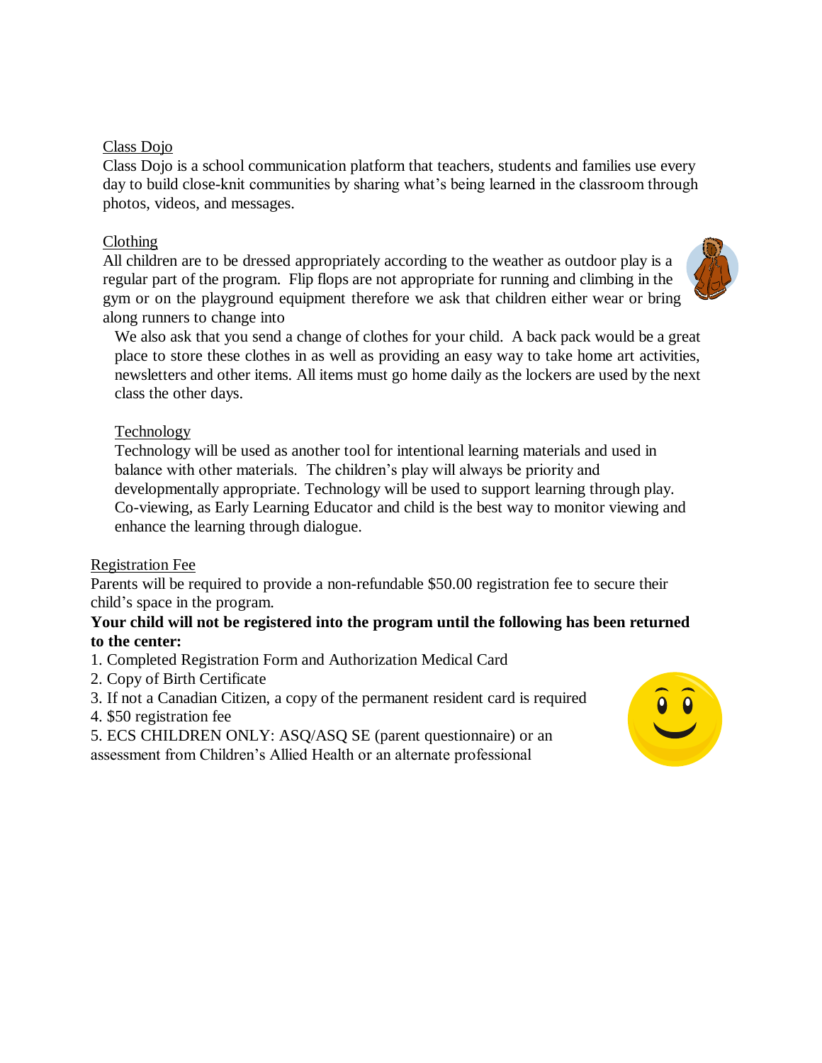Class Dojo

Class Dojo is a school communication platform that teachers, students and families use every day to build close-knit communities by sharing what's being learned in the classroom through photos, videos, and messages.

Clothing

All children are to be dressed appropriately according to the weather as outdoor play is a regular part of the program. Flip flops are not appropriate for running and climbing in the gym or on the playground equipment therefore we ask that children either wear or bring along runners to change into

We also ask that you send a change of clothes for your child. A back pack would be a great place to store these clothes in as well as providing an easy way to take home art activities, newsletters and other items. All items must go home daily as the lockers are used by the next class the other days.

Technology

Technology will be used as another tool for intentional learning materials and used in balance with other materials. The children's play will always be priority and developmentally appropriate. Technology will be used to support learning through play. Co-viewing, as Early Learning Educator and child is the best way to monitor viewing and enhance the learning through dialogue.

Registration Fee

Parents will be required to provide a non-refundable $50.00 registration fee to secure their child's space in the program.

**Your child will not be registered into the program until the following has been returned to the center:**

1. Completed Registration Form and Authorization Medical Card
2. Copy of Birth Certificate
3. If not a Canadian Citizen, a copy of the permanent resident card is required
4. $50 registration fee
5. ECS CHILDREN ONLY: ASQ/ASQ SE (parent questionnaire) or an assessment from Children's Allied Health or an alternate professional